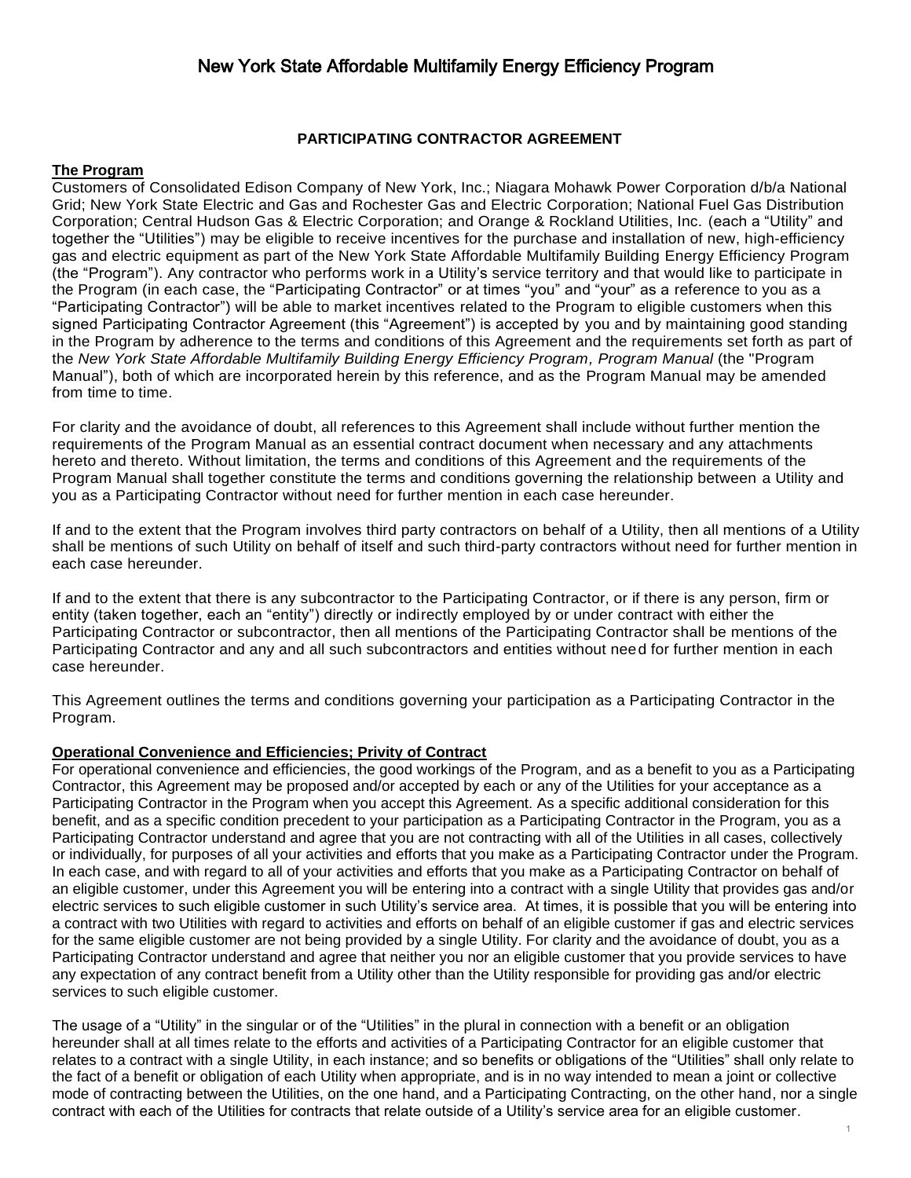# New York State Affordable Multifamily Energy Efficiency Program

## PARTICIPATING CONTRACTOR AGREEMENT

**The Program**

Customers of Consolidated Edison Company of New York, Inc.; Niagara Mohawk Power Corporation d/b/a National Grid; New York State Electric and Gas and Rochester Gas and Electric Corporation; National Fuel Gas Distribution Corporation; Central Hudson Gas & Electric Corporation; and Orange & Rockland Utilities, Inc. (each a "Utility" and together the "Utilities") may be eligible to receive incentives for the purchase and installation of new, high-efficiency gas and electric equipment as part of the New York State Affordable Multifamily Building Energy Efficiency Program (the "Program"). Any contractor who performs work in a Utility's service territory and that would like to participate in the Program (in each case, the "Participating Contractor" or at times "you" and "your" as a reference to you as a "Participating Contractor") will be able to market incentives related to the Program to eligible customers when this signed Participating Contractor Agreement (this "Agreement") is accepted by you and by maintaining good standing in the Program by adherence to the terms and conditions of this Agreement and the requirements set forth as part of the *New York State Affordable Multifamily Building Energy Efficiency Program, Program Manual* (the "Program Manual"), both of which are incorporated herein by this reference, and as the Program Manual may be amended from time to time.

For clarity and the avoidance of doubt, all references to this Agreement shall include without further mention the requirements of the Program Manual as an essential contract document when necessary and any attachments hereto and thereto. Without limitation, the terms and conditions of this Agreement and the requirements of the Program Manual shall together constitute the terms and conditions governing the relationship between a Utility and you as a Participating Contractor without need for further mention in each case hereunder.

If and to the extent that the Program involves third party contractors on behalf of a Utility, then all mentions of a Utility shall be mentions of such Utility on behalf of itself and such third-party contractors without need for further mention in each case hereunder.

If and to the extent that there is any subcontractor to the Participating Contractor, or if there is any person, firm or entity (taken together, each an "entity") directly or indirectly employed by or under contract with either the Participating Contractor or subcontractor, then all mentions of the Participating Contractor shall be mentions of the Participating Contractor and any and all such subcontractors and entities without need for further mention in each case hereunder.

This Agreement outlines the terms and conditions governing your participation as a Participating Contractor in the Program.

**Operational Convenience and Efficiencies; Privity of Contract**

For operational convenience and efficiencies, the good workings of the Program, and as a benefit to you as a Participating Contractor, this Agreement may be proposed and/or accepted by each or any of the Utilities for your acceptance as a Participating Contractor in the Program when you accept this Agreement. As a specific additional consideration for this benefit, and as a specific condition precedent to your participation as a Participating Contractor in the Program, you as a Participating Contractor understand and agree that you are not contracting with all of the Utilities in all cases, collectively or individually, for purposes of all your activities and efforts that you make as a Participating Contractor under the Program. In each case, and with regard to all of your activities and efforts that you make as a Participating Contractor on behalf of an eligible customer, under this Agreement you will be entering into a contract with a single Utility that provides gas and/or electric services to such eligible customer in such Utility's service area. At times, it is possible that you will be entering into a contract with two Utilities with regard to activities and efforts on behalf of an eligible customer if gas and electric services for the same eligible customer are not being provided by a single Utility. For clarity and the avoidance of doubt, you as a Participating Contractor understand and agree that neither you nor an eligible customer that you provide services to have any expectation of any contract benefit from a Utility other than the Utility responsible for providing gas and/or electric services to such eligible customer.

The usage of a "Utility" in the singular or of the "Utilities" in the plural in connection with a benefit or an obligation hereunder shall at all times relate to the efforts and activities of a Participating Contractor for an eligible customer that relates to a contract with a single Utility, in each instance; and so benefits or obligations of the "Utilities" shall only relate to the fact of a benefit or obligation of each Utility when appropriate, and is in no way intended to mean a joint or collective mode of contracting between the Utilities, on the one hand, and a Participating Contracting, on the other hand, nor a single contract with each of the Utilities for contracts that relate outside of a Utility's service area for an eligible customer.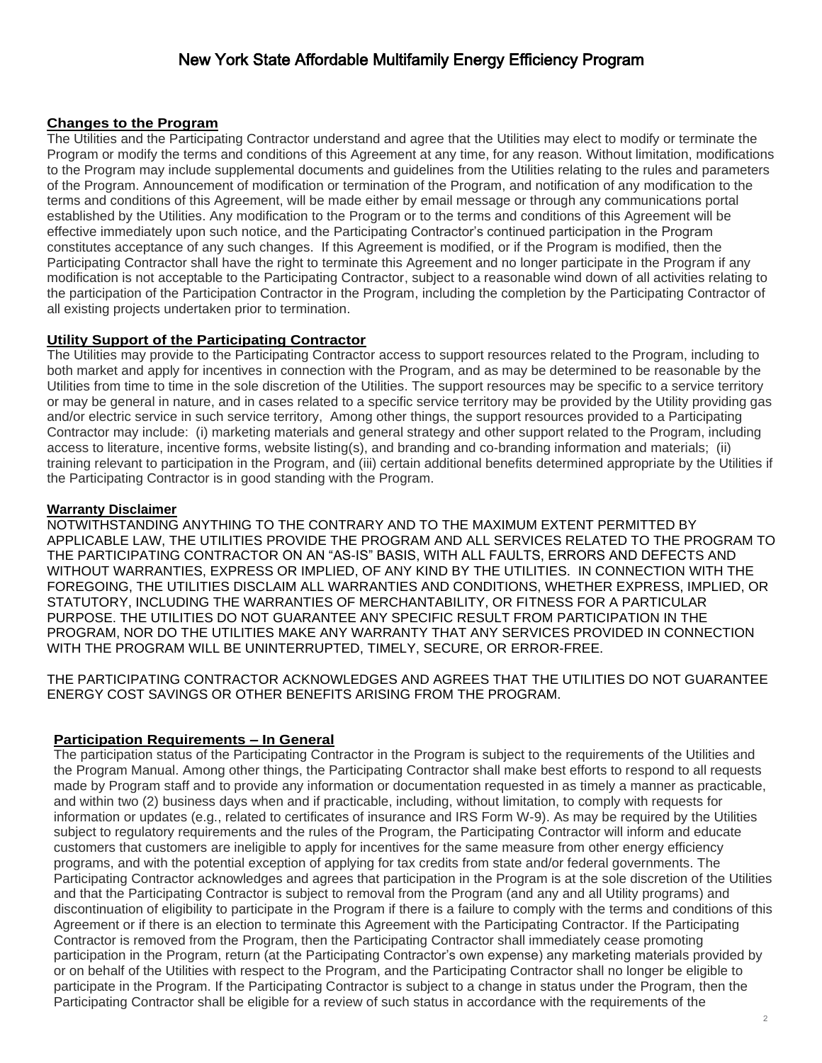# New York State Affordable Multifamily Energy Efficiency Program

**Changes to the Program**

The Utilities and the Participating Contractor understand and agree that the Utilities may elect to modify or terminate the Program or modify the terms and conditions of this Agreement at any time, for any reason. Without limitation, modifications to the Program may include supplemental documents and guidelines from the Utilities relating to the rules and parameters of the Program. Announcement of modification or termination of the Program, and notification of any modification to the terms and conditions of this Agreement, will be made either by email message or through any communications portal established by the Utilities. Any modification to the Program or to the terms and conditions of this Agreement will be effective immediately upon such notice, and the Participating Contractor's continued participation in the Program constitutes acceptance of any such changes. If this Agreement is modified, or if the Program is modified, then the Participating Contractor shall have the right to terminate this Agreement and no longer participate in the Program if any modification is not acceptable to the Participating Contractor, subject to a reasonable wind down of all activities relating to the participation of the Participation Contractor in the Program, including the completion by the Participating Contractor of all existing projects undertaken prior to termination.

**Utility Support of the Participating Contractor**

The Utilities may provide to the Participating Contractor access to support resources related to the Program, including to both market and apply for incentives in connection with the Program, and as may be determined to be reasonable by the Utilities from time to time in the sole discretion of the Utilities. The support resources may be specific to a service territory or may be general in nature, and in cases related to a specific service territory may be provided by the Utility providing gas and/or electric service in such service territory, Among other things, the support resources provided to a Participating Contractor may include: (i) marketing materials and general strategy and other support related to the Program, including access to literature, incentive forms, website listing(s), and branding and co-branding information and materials; (ii) training relevant to participation in the Program, and (iii) certain additional benefits determined appropriate by the Utilities if the Participating Contractor is in good standing with the Program.

**Warranty Disclaimer**

NOTWITHSTANDING ANYTHING TO THE CONTRARY AND TO THE MAXIMUM EXTENT PERMITTED BY APPLICABLE LAW, THE UTILITIES PROVIDE THE PROGRAM AND ALL SERVICES RELATED TO THE PROGRAM TO THE PARTICIPATING CONTRACTOR ON AN "AS-IS" BASIS, WITH ALL FAULTS, ERRORS AND DEFECTS AND WITHOUT WARRANTIES, EXPRESS OR IMPLIED, OF ANY KIND BY THE UTILITIES. IN CONNECTION WITH THE FOREGOING, THE UTILITIES DISCLAIM ALL WARRANTIES AND CONDITIONS, WHETHER EXPRESS, IMPLIED, OR STATUTORY, INCLUDING THE WARRANTIES OF MERCHANTABILITY, OR FITNESS FOR A PARTICULAR PURPOSE. THE UTILITIES DO NOT GUARANTEE ANY SPECIFIC RESULT FROM PARTICIPATION IN THE PROGRAM, NOR DO THE UTILITIES MAKE ANY WARRANTY THAT ANY SERVICES PROVIDED IN CONNECTION WITH THE PROGRAM WILL BE UNINTERRUPTED, TIMELY, SECURE, OR ERROR-FREE.

THE PARTICIPATING CONTRACTOR ACKNOWLEDGES AND AGREES THAT THE UTILITIES DO NOT GUARANTEE ENERGY COST SAVINGS OR OTHER BENEFITS ARISING FROM THE PROGRAM.

**Participation Requirements – In General**

The participation status of the Participating Contractor in the Program is subject to the requirements of the Utilities and the Program Manual. Among other things, the Participating Contractor shall make best efforts to respond to all requests made by Program staff and to provide any information or documentation requested in as timely a manner as practicable, and within two (2) business days when and if practicable, including, without limitation, to comply with requests for information or updates (e.g., related to certificates of insurance and IRS Form W-9). As may be required by the Utilities subject to regulatory requirements and the rules of the Program, the Participating Contractor will inform and educate customers that customers are ineligible to apply for incentives for the same measure from other energy efficiency programs, and with the potential exception of applying for tax credits from state and/or federal governments. The Participating Contractor acknowledges and agrees that participation in the Program is at the sole discretion of the Utilities and that the Participating Contractor is subject to removal from the Program (and any and all Utility programs) and discontinuation of eligibility to participate in the Program if there is a failure to comply with the terms and conditions of this Agreement or if there is an election to terminate this Agreement with the Participating Contractor. If the Participating Contractor is removed from the Program, then the Participating Contractor shall immediately cease promoting participation in the Program, return (at the Participating Contractor's own expense) any marketing materials provided by or on behalf of the Utilities with respect to the Program, and the Participating Contractor shall no longer be eligible to participate in the Program. If the Participating Contractor is subject to a change in status under the Program, then the Participating Contractor shall be eligible for a review of such status in accordance with the requirements of the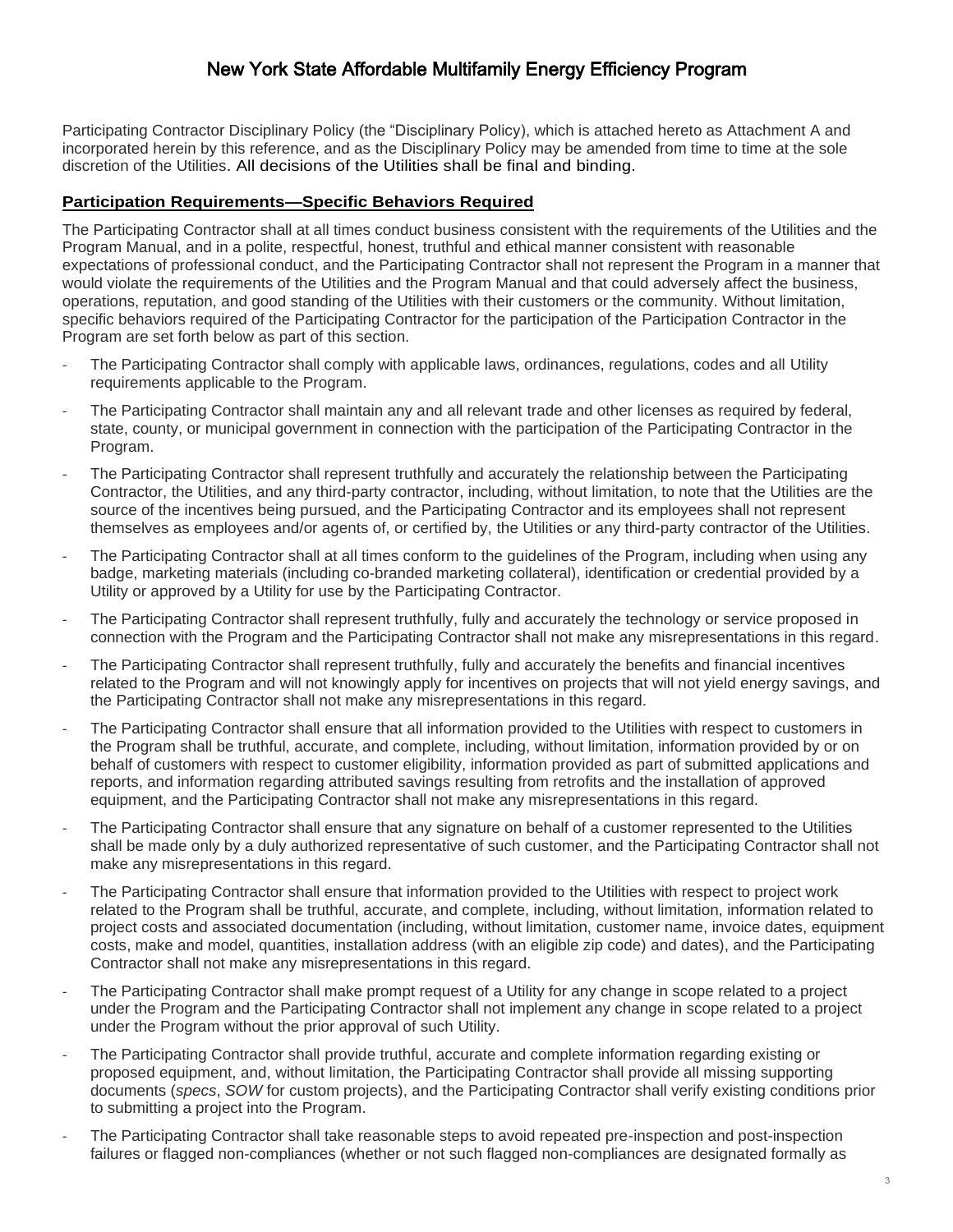Participating Contractor Disciplinary Policy (the "Disciplinary Policy), which is attached hereto as Attachment A and incorporated herein by this reference, and as the Disciplinary Policy may be amended from time to time at the sole discretion of the Utilities. All decisions of the Utilities shall be final and binding.

## Participation Requirements—Specific Behaviors Required

The Participating Contractor shall at all times conduct business consistent with the requirements of the Utilities and the Program Manual, and in a polite, respectful, honest, truthful and ethical manner consistent with reasonable expectations of professional conduct, and the Participating Contractor shall not represent the Program in a manner that would violate the requirements of the Utilities and the Program Manual and that could adversely affect the business, operations, reputation, and good standing of the Utilities with their customers or the community. Without limitation, specific behaviors required of the Participating Contractor for the participation of the Participation Contractor in the Program are set forth below as part of this section.

- The Participating Contractor shall comply with applicable laws, ordinances, regulations, codes and all Utility requirements applicable to the Program.
- The Participating Contractor shall maintain any and all relevant trade and other licenses as required by federal, state, county, or municipal government in connection with the participation of the Participating Contractor in the Program.
- The Participating Contractor shall represent truthfully and accurately the relationship between the Participating Contractor, the Utilities, and any third-party contractor, including, without limitation, to note that the Utilities are the source of the incentives being pursued, and the Participating Contractor and its employees shall not represent themselves as employees and/or agents of, or certified by, the Utilities or any third-party contractor of the Utilities.
- The Participating Contractor shall at all times conform to the guidelines of the Program, including when using any badge, marketing materials (including co-branded marketing collateral), identification or credential provided by a Utility or approved by a Utility for use by the Participating Contractor.
- The Participating Contractor shall represent truthfully, fully and accurately the technology or service proposed in connection with the Program and the Participating Contractor shall not make any misrepresentations in this regard.
- The Participating Contractor shall represent truthfully, fully and accurately the benefits and financial incentives related to the Program and will not knowingly apply for incentives on projects that will not yield energy savings, and the Participating Contractor shall not make any misrepresentations in this regard.
- The Participating Contractor shall ensure that all information provided to the Utilities with respect to customers in the Program shall be truthful, accurate, and complete, including, without limitation, information provided by or on behalf of customers with respect to customer eligibility, information provided as part of submitted applications and reports, and information regarding attributed savings resulting from retrofits and the installation of approved equipment, and the Participating Contractor shall not make any misrepresentations in this regard.
- The Participating Contractor shall ensure that any signature on behalf of a customer represented to the Utilities shall be made only by a duly authorized representative of such customer, and the Participating Contractor shall not make any misrepresentations in this regard.
- The Participating Contractor shall ensure that information provided to the Utilities with respect to project work related to the Program shall be truthful, accurate, and complete, including, without limitation, information related to project costs and associated documentation (including, without limitation, customer name, invoice dates, equipment costs, make and model, quantities, installation address (with an eligible zip code) and dates), and the Participating Contractor shall not make any misrepresentations in this regard.
- The Participating Contractor shall make prompt request of a Utility for any change in scope related to a project under the Program and the Participating Contractor shall not implement any change in scope related to a project under the Program without the prior approval of such Utility.
- The Participating Contractor shall provide truthful, accurate and complete information regarding existing or proposed equipment, and, without limitation, the Participating Contractor shall provide all missing supporting documents (*specs*, *SOW* for custom projects), and the Participating Contractor shall verify existing conditions prior to submitting a project into the Program.
- The Participating Contractor shall take reasonable steps to avoid repeated pre-inspection and post-inspection failures or flagged non-compliances (whether or not such flagged non-compliances are designated formally as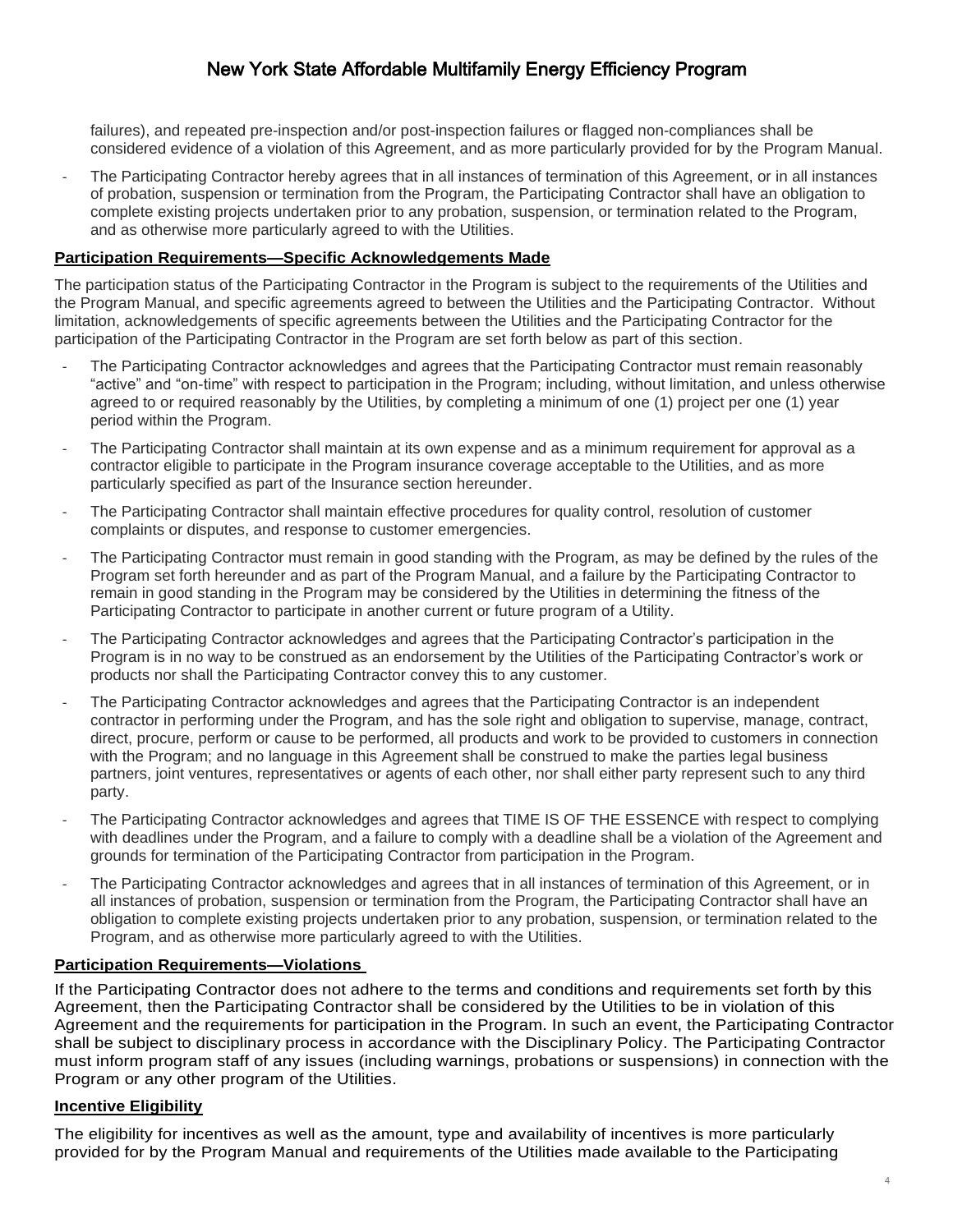failures), and repeated pre-inspection and/or post-inspection failures or flagged non-compliances shall be considered evidence of a violation of this Agreement, and as more particularly provided for by the Program Manual.

- The Participating Contractor hereby agrees that in all instances of termination of this Agreement, or in all instances of probation, suspension or termination from the Program, the Participating Contractor shall have an obligation to complete existing projects undertaken prior to any probation, suspension, or termination related to the Program, and as otherwise more particularly agreed to with the Utilities.

**Participation Requirements—Specific Acknowledgements Made**

The participation status of the Participating Contractor in the Program is subject to the requirements of the Utilities and the Program Manual, and specific agreements agreed to between the Utilities and the Participating Contractor. Without limitation, acknowledgements of specific agreements between the Utilities and the Participating Contractor for the participation of the Participating Contractor in the Program are set forth below as part of this section.

- The Participating Contractor acknowledges and agrees that the Participating Contractor must remain reasonably "active" and "on-time" with respect to participation in the Program; including, without limitation, and unless otherwise agreed to or required reasonably by the Utilities, by completing a minimum of one (1) project per one (1) year period within the Program.
- The Participating Contractor shall maintain at its own expense and as a minimum requirement for approval as a contractor eligible to participate in the Program insurance coverage acceptable to the Utilities, and as more particularly specified as part of the Insurance section hereunder.
- The Participating Contractor shall maintain effective procedures for quality control, resolution of customer complaints or disputes, and response to customer emergencies.
- The Participating Contractor must remain in good standing with the Program, as may be defined by the rules of the Program set forth hereunder and as part of the Program Manual, and a failure by the Participating Contractor to remain in good standing in the Program may be considered by the Utilities in determining the fitness of the Participating Contractor to participate in another current or future program of a Utility.
- The Participating Contractor acknowledges and agrees that the Participating Contractor's participation in the Program is in no way to be construed as an endorsement by the Utilities of the Participating Contractor's work or products nor shall the Participating Contractor convey this to any customer.
- The Participating Contractor acknowledges and agrees that the Participating Contractor is an independent contractor in performing under the Program, and has the sole right and obligation to supervise, manage, contract, direct, procure, perform or cause to be performed, all products and work to be provided to customers in connection with the Program; and no language in this Agreement shall be construed to make the parties legal business partners, joint ventures, representatives or agents of each other, nor shall either party represent such to any third party.
- The Participating Contractor acknowledges and agrees that TIME IS OF THE ESSENCE with respect to complying with deadlines under the Program, and a failure to comply with a deadline shall be a violation of the Agreement and grounds for termination of the Participating Contractor from participation in the Program.
- The Participating Contractor acknowledges and agrees that in all instances of termination of this Agreement, or in all instances of probation, suspension or termination from the Program, the Participating Contractor shall have an obligation to complete existing projects undertaken prior to any probation, suspension, or termination related to the Program, and as otherwise more particularly agreed to with the Utilities.

**Participation Requirements—Violations**

If the Participating Contractor does not adhere to the terms and conditions and requirements set forth by this Agreement, then the Participating Contractor shall be considered by the Utilities to be in violation of this Agreement and the requirements for participation in the Program. In such an event, the Participating Contractor shall be subject to disciplinary process in accordance with the Disciplinary Policy. The Participating Contractor must inform program staff of any issues (including warnings, probations or suspensions) in connection with the Program or any other program of the Utilities.

**Incentive Eligibility**

The eligibility for incentives as well as the amount, type and availability of incentives is more particularly provided for by the Program Manual and requirements of the Utilities made available to the Participating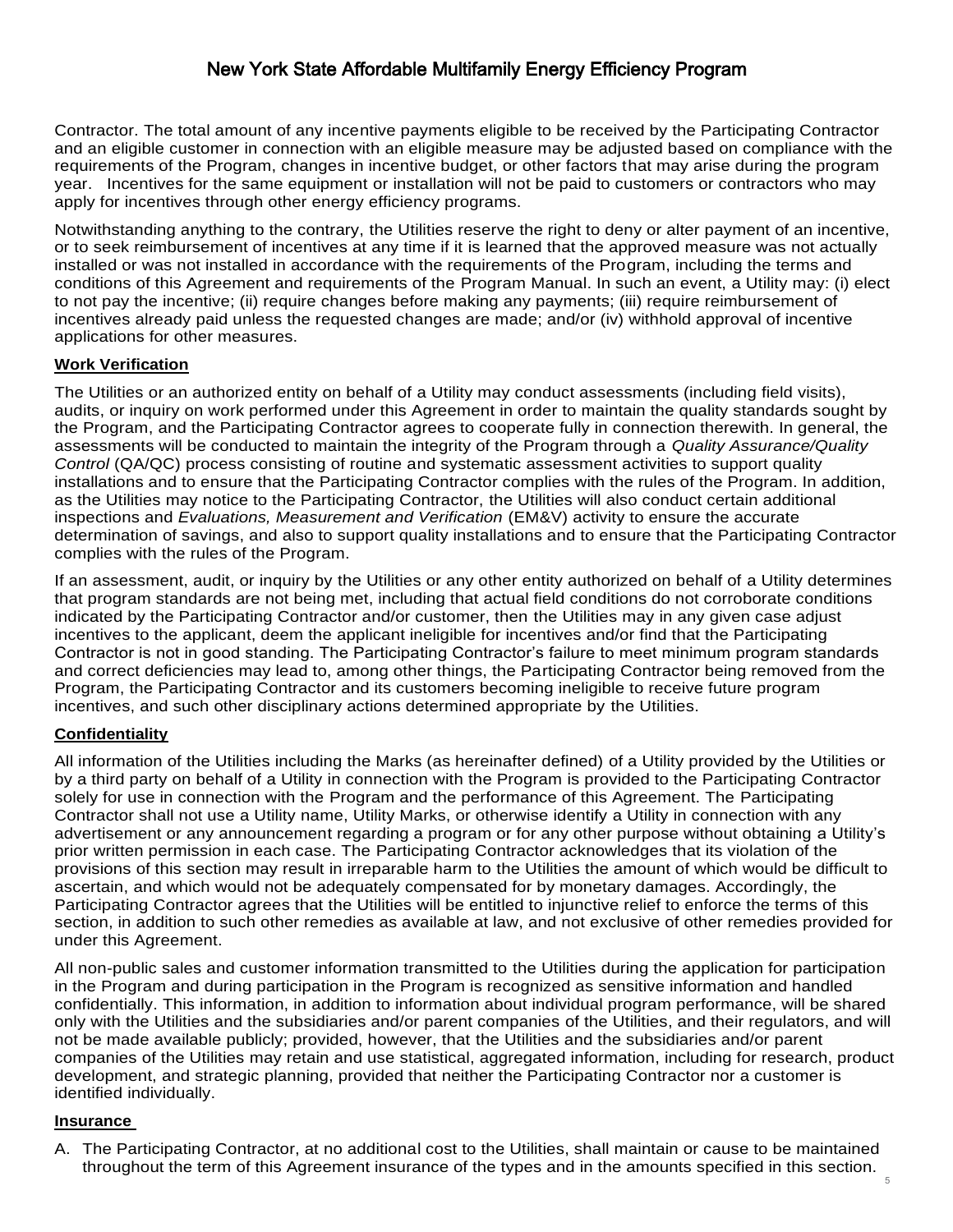Contractor. The total amount of any incentive payments eligible to be received by the Participating Contractor and an eligible customer in connection with an eligible measure may be adjusted based on compliance with the requirements of the Program, changes in incentive budget, or other factors that may arise during the program year. Incentives for the same equipment or installation will not be paid to customers or contractors who may apply for incentives through other energy efficiency programs.

Notwithstanding anything to the contrary, the Utilities reserve the right to deny or alter payment of an incentive, or to seek reimbursement of incentives at any time if it is learned that the approved measure was not actually installed or was not installed in accordance with the requirements of the Program, including the terms and conditions of this Agreement and requirements of the Program Manual. In such an event, a Utility may: (i) elect to not pay the incentive; (ii) require changes before making any payments; (iii) require reimbursement of incentives already paid unless the requested changes are made; and/or (iv) withhold approval of incentive applications for other measures.

**Work Verification**

The Utilities or an authorized entity on behalf of a Utility may conduct assessments (including field visits), audits, or inquiry on work performed under this Agreement in order to maintain the quality standards sought by the Program, and the Participating Contractor agrees to cooperate fully in connection therewith. In general, the assessments will be conducted to maintain the integrity of the Program through a *Quality Assurance/Quality Control* (QA/QC) process consisting of routine and systematic assessment activities to support quality installations and to ensure that the Participating Contractor complies with the rules of the Program. In addition, as the Utilities may notice to the Participating Contractor, the Utilities will also conduct certain additional inspections and *Evaluations, Measurement and Verification* (EM&V) activity to ensure the accurate determination of savings, and also to support quality installations and to ensure that the Participating Contractor complies with the rules of the Program.

If an assessment, audit, or inquiry by the Utilities or any other entity authorized on behalf of a Utility determines that program standards are not being met, including that actual field conditions do not corroborate conditions indicated by the Participating Contractor and/or customer, then the Utilities may in any given case adjust incentives to the applicant, deem the applicant ineligible for incentives and/or find that the Participating Contractor is not in good standing. The Participating Contractor's failure to meet minimum program standards and correct deficiencies may lead to, among other things, the Participating Contractor being removed from the Program, the Participating Contractor and its customers becoming ineligible to receive future program incentives, and such other disciplinary actions determined appropriate by the Utilities.

**Confidentiality**

All information of the Utilities including the Marks (as hereinafter defined) of a Utility provided by the Utilities or by a third party on behalf of a Utility in connection with the Program is provided to the Participating Contractor solely for use in connection with the Program and the performance of this Agreement. The Participating Contractor shall not use a Utility name, Utility Marks, or otherwise identify a Utility in connection with any advertisement or any announcement regarding a program or for any other purpose without obtaining a Utility's prior written permission in each case. The Participating Contractor acknowledges that its violation of the provisions of this section may result in irreparable harm to the Utilities the amount of which would be difficult to ascertain, and which would not be adequately compensated for by monetary damages. Accordingly, the Participating Contractor agrees that the Utilities will be entitled to injunctive relief to enforce the terms of this section, in addition to such other remedies as available at law, and not exclusive of other remedies provided for under this Agreement.

All non-public sales and customer information transmitted to the Utilities during the application for participation in the Program and during participation in the Program is recognized as sensitive information and handled confidentially. This information, in addition to information about individual program performance, will be shared only with the Utilities and the subsidiaries and/or parent companies of the Utilities, and their regulators, and will not be made available publicly; provided, however, that the Utilities and the subsidiaries and/or parent companies of the Utilities may retain and use statistical, aggregated information, including for research, product development, and strategic planning, provided that neither the Participating Contractor nor a customer is identified individually.

**Insurance**

A. The Participating Contractor, at no additional cost to the Utilities, shall maintain or cause to be maintained throughout the term of this Agreement insurance of the types and in the amounts specified in this section.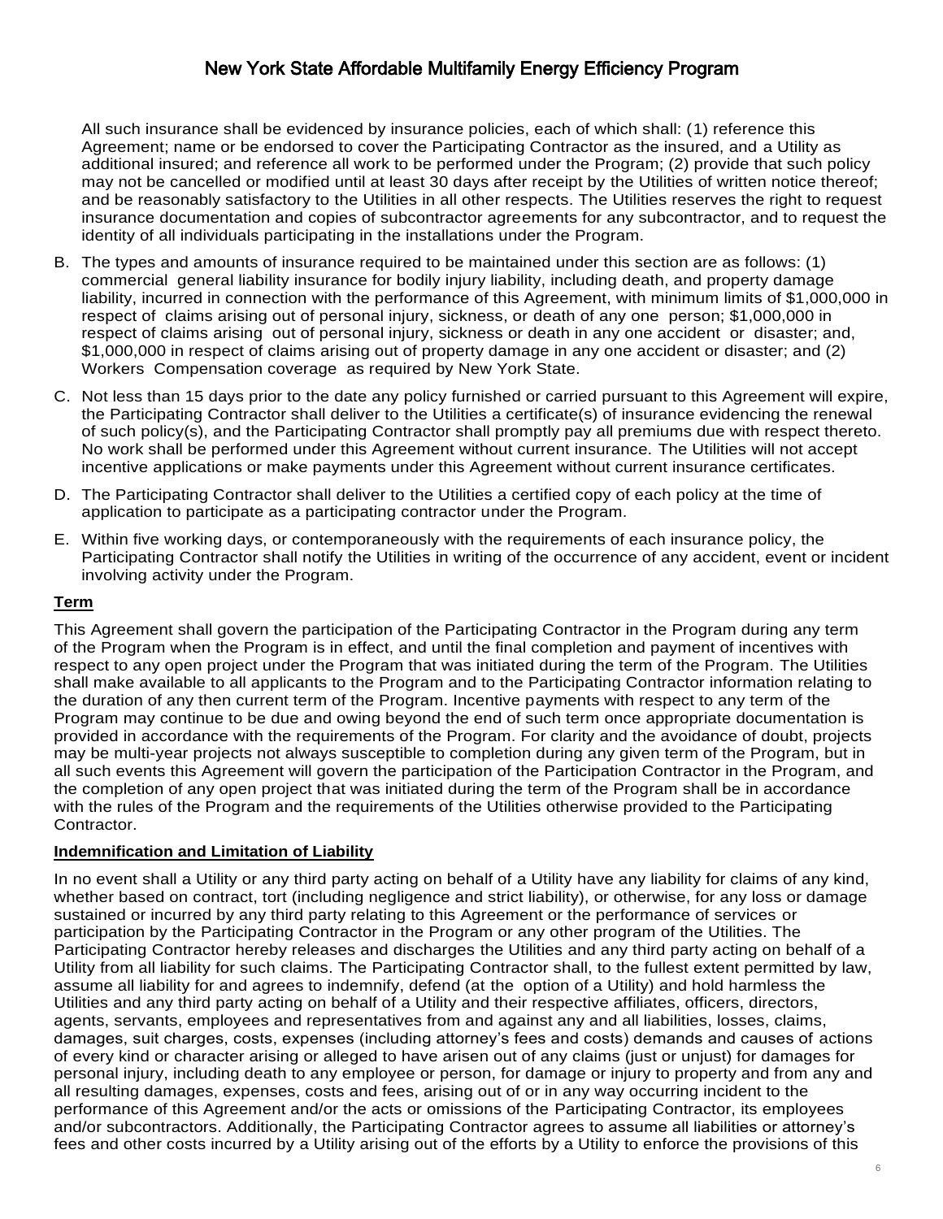All such insurance shall be evidenced by insurance policies, each of which shall: (1) reference this Agreement; name or be endorsed to cover the Participating Contractor as the insured, and a Utility as additional insured; and reference all work to be performed under the Program; (2) provide that such policy may not be cancelled or modified until at least 30 days after receipt by the Utilities of written notice thereof; and be reasonably satisfactory to the Utilities in all other respects. The Utilities reserves the right to request insurance documentation and copies of subcontractor agreements for any subcontractor, and to request the identity of all individuals participating in the installations under the Program.

B. The types and amounts of insurance required to be maintained under this section are as follows: (1) commercial general liability insurance for bodily injury liability, including death, and property damage liability, incurred in connection with the performance of this Agreement, with minimum limits of $1,000,000 in respect of claims arising out of personal injury, sickness, or death of any one person; $1,000,000 in respect of claims arising out of personal injury, sickness or death in any one accident or disaster; and, $1,000,000 in respect of claims arising out of property damage in any one accident or disaster; and (2) Workers Compensation coverage as required by New York State.

C. Not less than 15 days prior to the date any policy furnished or carried pursuant to this Agreement will expire, the Participating Contractor shall deliver to the Utilities a certificate(s) of insurance evidencing the renewal of such policy(s), and the Participating Contractor shall promptly pay all premiums due with respect thereto. No work shall be performed under this Agreement without current insurance. The Utilities will not accept incentive applications or make payments under this Agreement without current insurance certificates.

D. The Participating Contractor shall deliver to the Utilities a certified copy of each policy at the time of application to participate as a participating contractor under the Program.

E. Within five working days, or contemporaneously with the requirements of each insurance policy, the Participating Contractor shall notify the Utilities in writing of the occurrence of any accident, event or incident involving activity under the Program.

**Term**

This Agreement shall govern the participation of the Participating Contractor in the Program during any term of the Program when the Program is in effect, and until the final completion and payment of incentives with respect to any open project under the Program that was initiated during the term of the Program. The Utilities shall make available to all applicants to the Program and to the Participating Contractor information relating to the duration of any then current term of the Program. Incentive payments with respect to any term of the Program may continue to be due and owing beyond the end of such term once appropriate documentation is provided in accordance with the requirements of the Program. For clarity and the avoidance of doubt, projects may be multi-year projects not always susceptible to completion during any given term of the Program, but in all such events this Agreement will govern the participation of the Participation Contractor in the Program, and the completion of any open project that was initiated during the term of the Program shall be in accordance with the rules of the Program and the requirements of the Utilities otherwise provided to the Participating Contractor.

**Indemnification and Limitation of Liability**

In no event shall a Utility or any third party acting on behalf of a Utility have any liability for claims of any kind, whether based on contract, tort (including negligence and strict liability), or otherwise, for any loss or damage sustained or incurred by any third party relating to this Agreement or the performance of services or participation by the Participating Contractor in the Program or any other program of the Utilities. The Participating Contractor hereby releases and discharges the Utilities and any third party acting on behalf of a Utility from all liability for such claims. The Participating Contractor shall, to the fullest extent permitted by law, assume all liability for and agrees to indemnify, defend (at the option of a Utility) and hold harmless the Utilities and any third party acting on behalf of a Utility and their respective affiliates, officers, directors, agents, servants, employees and representatives from and against any and all liabilities, losses, claims, damages, suit charges, costs, expenses (including attorney's fees and costs) demands and causes of actions of every kind or character arising or alleged to have arisen out of any claims (just or unjust) for damages for personal injury, including death to any employee or person, for damage or injury to property and from any and all resulting damages, expenses, costs and fees, arising out of or in any way occurring incident to the performance of this Agreement and/or the acts or omissions of the Participating Contractor, its employees and/or subcontractors. Additionally, the Participating Contractor agrees to assume all liabilities or attorney's fees and other costs incurred by a Utility arising out of the efforts by a Utility to enforce the provisions of this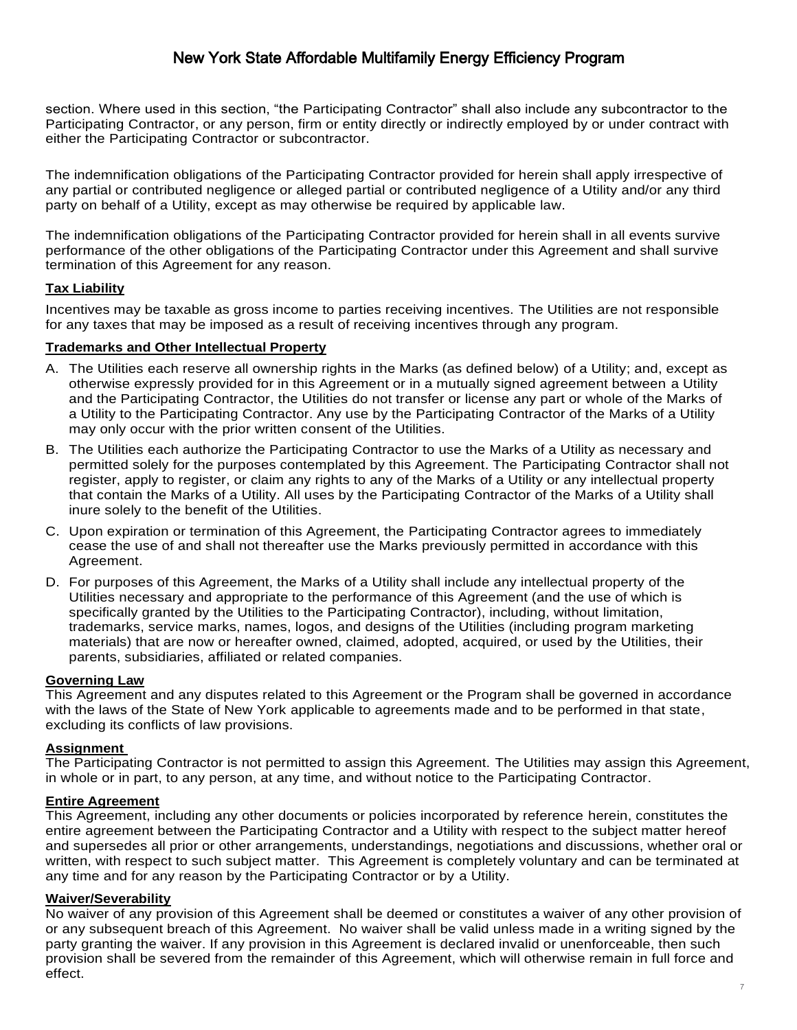section. Where used in this section, "the Participating Contractor" shall also include any subcontractor to the Participating Contractor, or any person, firm or entity directly or indirectly employed by or under contract with either the Participating Contractor or subcontractor.

The indemnification obligations of the Participating Contractor provided for herein shall apply irrespective of any partial or contributed negligence or alleged partial or contributed negligence of a Utility and/or any third party on behalf of a Utility, except as may otherwise be required by applicable law.

The indemnification obligations of the Participating Contractor provided for herein shall in all events survive performance of the other obligations of the Participating Contractor under this Agreement and shall survive termination of this Agreement for any reason.

**Tax Liability**

Incentives may be taxable as gross income to parties receiving incentives. The Utilities are not responsible for any taxes that may be imposed as a result of receiving incentives through any program.

**Trademarks and Other Intellectual Property**

A. The Utilities each reserve all ownership rights in the Marks (as defined below) of a Utility; and, except as otherwise expressly provided for in this Agreement or in a mutually signed agreement between a Utility and the Participating Contractor, the Utilities do not transfer or license any part or whole of the Marks of a Utility to the Participating Contractor. Any use by the Participating Contractor of the Marks of a Utility may only occur with the prior written consent of the Utilities.

B. The Utilities each authorize the Participating Contractor to use the Marks of a Utility as necessary and permitted solely for the purposes contemplated by this Agreement. The Participating Contractor shall not register, apply to register, or claim any rights to any of the Marks of a Utility or any intellectual property that contain the Marks of a Utility. All uses by the Participating Contractor of the Marks of a Utility shall inure solely to the benefit of the Utilities.

C. Upon expiration or termination of this Agreement, the Participating Contractor agrees to immediately cease the use of and shall not thereafter use the Marks previously permitted in accordance with this Agreement.

D. For purposes of this Agreement, the Marks of a Utility shall include any intellectual property of the Utilities necessary and appropriate to the performance of this Agreement (and the use of which is specifically granted by the Utilities to the Participating Contractor), including, without limitation, trademarks, service marks, names, logos, and designs of the Utilities (including program marketing materials) that are now or hereafter owned, claimed, adopted, acquired, or used by the Utilities, their parents, subsidiaries, affiliated or related companies.

**Governing Law**

This Agreement and any disputes related to this Agreement or the Program shall be governed in accordance with the laws of the State of New York applicable to agreements made and to be performed in that state, excluding its conflicts of law provisions.

**Assignment**

The Participating Contractor is not permitted to assign this Agreement. The Utilities may assign this Agreement, in whole or in part, to any person, at any time, and without notice to the Participating Contractor.

**Entire Agreement**

This Agreement, including any other documents or policies incorporated by reference herein, constitutes the entire agreement between the Participating Contractor and a Utility with respect to the subject matter hereof and supersedes all prior or other arrangements, understandings, negotiations and discussions, whether oral or written, with respect to such subject matter. This Agreement is completely voluntary and can be terminated at any time and for any reason by the Participating Contractor or by a Utility.

**Waiver/Severability**

No waiver of any provision of this Agreement shall be deemed or constitutes a waiver of any other provision of or any subsequent breach of this Agreement. No waiver shall be valid unless made in a writing signed by the party granting the waiver. If any provision in this Agreement is declared invalid or unenforceable, then such provision shall be severed from the remainder of this Agreement, which will otherwise remain in full force and effect.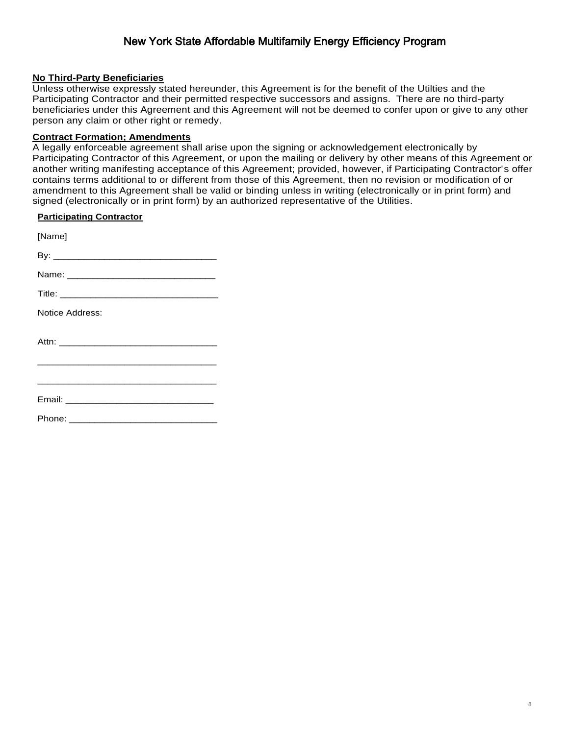**No Third-Party Beneficiaries**

Unless otherwise expressly stated hereunder, this Agreement is for the benefit of the Utilties and the Participating Contractor and their permitted respective successors and assigns. There are no third-party beneficiaries under this Agreement and this Agreement will not be deemed to confer upon or give to any other person any claim or other right or remedy.

**Contract Formation; Amendments**

A legally enforceable agreement shall arise upon the signing or acknowledgement electronically by Participating Contractor of this Agreement, or upon the mailing or delivery by other means of this Agreement or another writing manifesting acceptance of this Agreement; provided, however, if Participating Contractor's offer contains terms additional to or different from those of this Agreement, then no revision or modification of or amendment to this Agreement shall be valid or binding unless in writing (electronically or in print form) and signed (electronically or in print form) by an authorized representative of the Utilities.

**Participating Contractor**

[Name]

By: ______________________________

Name: ____________________________

Title: _____________________________

Notice Address:

Attn: _____________________________

_________________________________

_________________________________

Email: ____________________________

Phone: ____________________________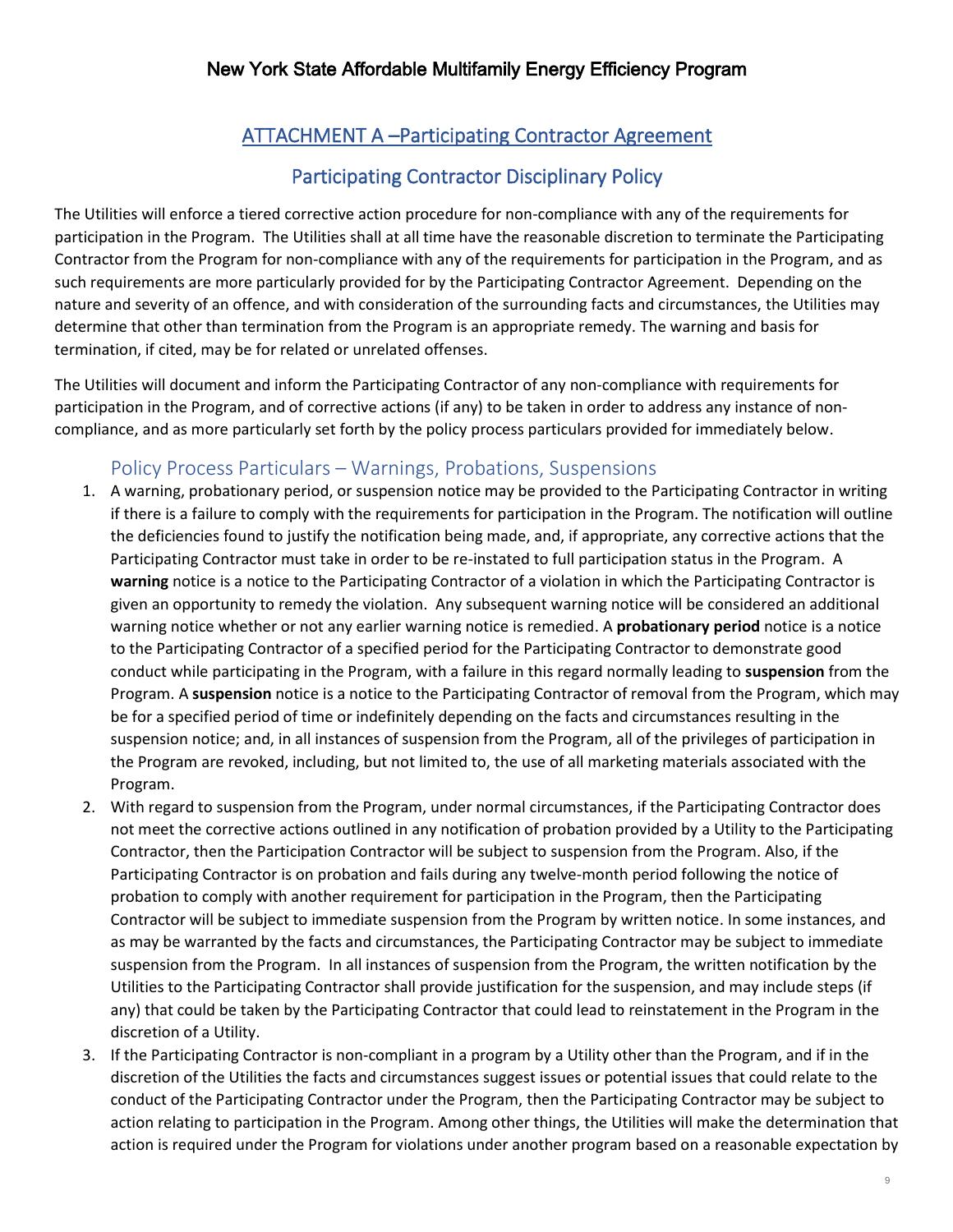## ATTACHMENT A –Participating Contractor Agreement

## Participating Contractor Disciplinary Policy

The Utilities will enforce a tiered corrective action procedure for non-compliance with any of the requirements for participation in the Program. The Utilities shall at all time have the reasonable discretion to terminate the Participating Contractor from the Program for non-compliance with any of the requirements for participation in the Program, and as such requirements are more particularly provided for by the Participating Contractor Agreement. Depending on the nature and severity of an offence, and with consideration of the surrounding facts and circumstances, the Utilities may determine that other than termination from the Program is an appropriate remedy. The warning and basis for termination, if cited, may be for related or unrelated offenses.

The Utilities will document and inform the Participating Contractor of any non-compliance with requirements for participation in the Program, and of corrective actions (if any) to be taken in order to address any instance of non-compliance, and as more particularly set forth by the policy process particulars provided for immediately below.

### Policy Process Particulars – Warnings, Probations, Suspensions

1. A warning, probationary period, or suspension notice may be provided to the Participating Contractor in writing if there is a failure to comply with the requirements for participation in the Program. The notification will outline the deficiencies found to justify the notification being made, and, if appropriate, any corrective actions that the Participating Contractor must take in order to be re-instated to full participation status in the Program. A **warning** notice is a notice to the Participating Contractor of a violation in which the Participating Contractor is given an opportunity to remedy the violation. Any subsequent warning notice will be considered an additional warning notice whether or not any earlier warning notice is remedied. A **probationary period** notice is a notice to the Participating Contractor of a specified period for the Participating Contractor to demonstrate good conduct while participating in the Program, with a failure in this regard normally leading to **suspension** from the Program. A **suspension** notice is a notice to the Participating Contractor of removal from the Program, which may be for a specified period of time or indefinitely depending on the facts and circumstances resulting in the suspension notice; and, in all instances of suspension from the Program, all of the privileges of participation in the Program are revoked, including, but not limited to, the use of all marketing materials associated with the Program.
2. With regard to suspension from the Program, under normal circumstances, if the Participating Contractor does not meet the corrective actions outlined in any notification of probation provided by a Utility to the Participating Contractor, then the Participation Contractor will be subject to suspension from the Program. Also, if the Participating Contractor is on probation and fails during any twelve-month period following the notice of probation to comply with another requirement for participation in the Program, then the Participating Contractor will be subject to immediate suspension from the Program by written notice. In some instances, and as may be warranted by the facts and circumstances, the Participating Contractor may be subject to immediate suspension from the Program. In all instances of suspension from the Program, the written notification by the Utilities to the Participating Contractor shall provide justification for the suspension, and may include steps (if any) that could be taken by the Participating Contractor that could lead to reinstatement in the Program in the discretion of a Utility.
3. If the Participating Contractor is non-compliant in a program by a Utility other than the Program, and if in the discretion of the Utilities the facts and circumstances suggest issues or potential issues that could relate to the conduct of the Participating Contractor under the Program, then the Participating Contractor may be subject to action relating to participation in the Program. Among other things, the Utilities will make the determination that action is required under the Program for violations under another program based on a reasonable expectation by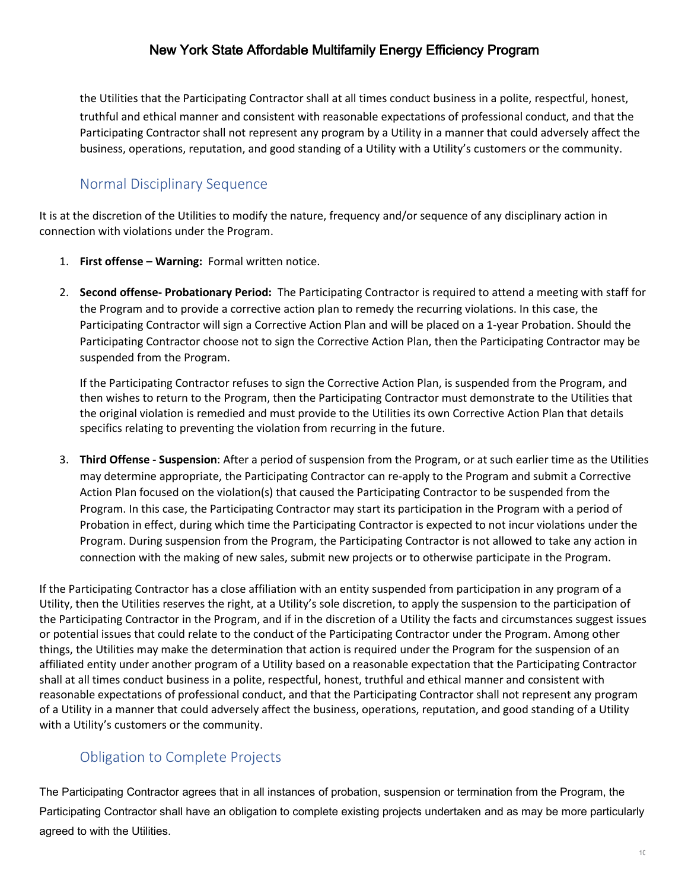the Utilities that the Participating Contractor shall at all times conduct business in a polite, respectful, honest, truthful and ethical manner and consistent with reasonable expectations of professional conduct, and that the Participating Contractor shall not represent any program by a Utility in a manner that could adversely affect the business, operations, reputation, and good standing of a Utility with a Utility's customers or the community.

## Normal Disciplinary Sequence

It is at the discretion of the Utilities to modify the nature, frequency and/or sequence of any disciplinary action in connection with violations under the Program.

1. **First offense – Warning:** Formal written notice.

2. **Second offense- Probationary Period:** The Participating Contractor is required to attend a meeting with staff for the Program and to provide a corrective action plan to remedy the recurring violations. In this case, the Participating Contractor will sign a Corrective Action Plan and will be placed on a 1-year Probation. Should the Participating Contractor choose not to sign the Corrective Action Plan, then the Participating Contractor may be suspended from the Program.

   If the Participating Contractor refuses to sign the Corrective Action Plan, is suspended from the Program, and then wishes to return to the Program, then the Participating Contractor must demonstrate to the Utilities that the original violation is remedied and must provide to the Utilities its own Corrective Action Plan that details specifics relating to preventing the violation from recurring in the future.

3. **Third Offense - Suspension**: After a period of suspension from the Program, or at such earlier time as the Utilities may determine appropriate, the Participating Contractor can re-apply to the Program and submit a Corrective Action Plan focused on the violation(s) that caused the Participating Contractor to be suspended from the Program. In this case, the Participating Contractor may start its participation in the Program with a period of Probation in effect, during which time the Participating Contractor is expected to not incur violations under the Program. During suspension from the Program, the Participating Contractor is not allowed to take any action in connection with the making of new sales, submit new projects or to otherwise participate in the Program.

If the Participating Contractor has a close affiliation with an entity suspended from participation in any program of a Utility, then the Utilities reserves the right, at a Utility's sole discretion, to apply the suspension to the participation of the Participating Contractor in the Program, and if in the discretion of a Utility the facts and circumstances suggest issues or potential issues that could relate to the conduct of the Participating Contractor under the Program. Among other things, the Utilities may make the determination that action is required under the Program for the suspension of an affiliated entity under another program of a Utility based on a reasonable expectation that the Participating Contractor shall at all times conduct business in a polite, respectful, honest, truthful and ethical manner and consistent with reasonable expectations of professional conduct, and that the Participating Contractor shall not represent any program of a Utility in a manner that could adversely affect the business, operations, reputation, and good standing of a Utility with a Utility's customers or the community.

## Obligation to Complete Projects

The Participating Contractor agrees that in all instances of probation, suspension or termination from the Program, the Participating Contractor shall have an obligation to complete existing projects undertaken and as may be more particularly agreed to with the Utilities.